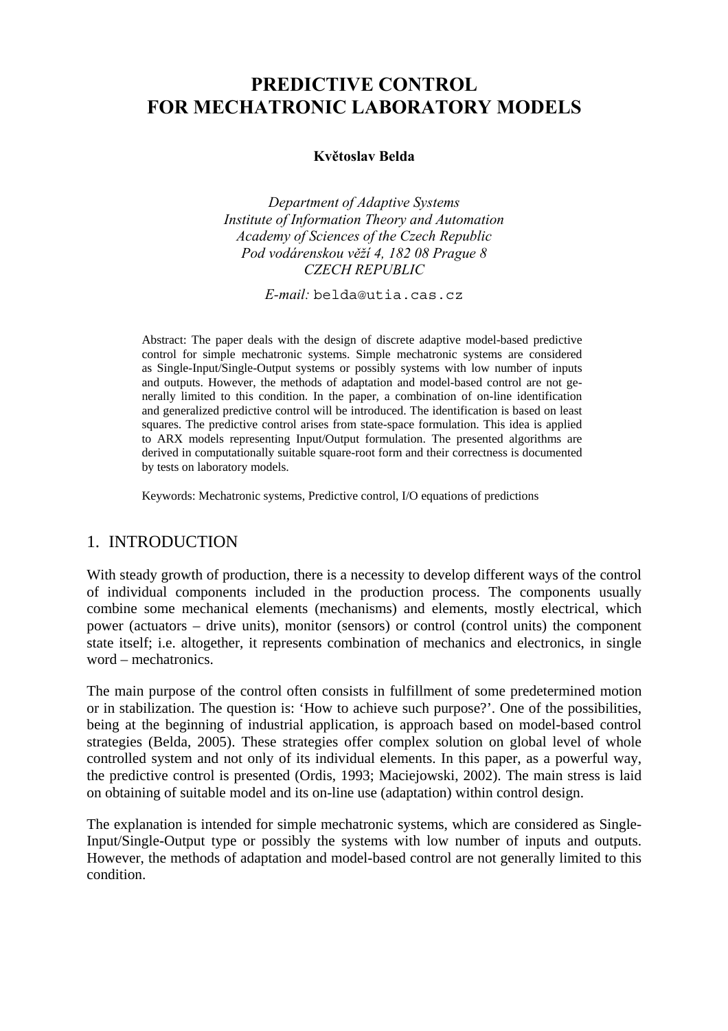# PREDICTIVE CONTROL FOR MECHATRONIC LABORATORY MODELS

**Květoslav Belda**

*Department of Adaptive Systems*
*Institute of Information Theory and Automation*
*Academy of Sciences of the Czech Republic*
*Pod vodárenskou věží 4, 182 08 Prague 8*
*CZECH REPUBLIC*

*E-mail:* belda@utia.cas.cz

Abstract: The paper deals with the design of discrete adaptive model-based predictive control for simple mechatronic systems. Simple mechatronic systems are considered as Single-Input/Single-Output systems or possibly systems with low number of inputs and outputs. However, the methods of adaptation and model-based control are not generally limited to this condition. In the paper, a combination of on-line identification and generalized predictive control will be introduced. The identification is based on least squares. The predictive control arises from state-space formulation. This idea is applied to ARX models representing Input/Output formulation. The presented algorithms are derived in computationally suitable square-root form and their correctness is documented by tests on laboratory models.

Keywords: Mechatronic systems, Predictive control, I/O equations of predictions

## 1. INTRODUCTION

With steady growth of production, there is a necessity to develop different ways of the control of individual components included in the production process. The components usually combine some mechanical elements (mechanisms) and elements, mostly electrical, which power (actuators – drive units), monitor (sensors) or control (control units) the component state itself; i.e. altogether, it represents combination of mechanics and electronics, in single word – mechatronics.

The main purpose of the control often consists in fulfillment of some predetermined motion or in stabilization. The question is: 'How to achieve such purpose?'. One of the possibilities, being at the beginning of industrial application, is approach based on model-based control strategies (Belda, 2005). These strategies offer complex solution on global level of whole controlled system and not only of its individual elements. In this paper, as a powerful way, the predictive control is presented (Ordis, 1993; Maciejowski, 2002). The main stress is laid on obtaining of suitable model and its on-line use (adaptation) within control design.

The explanation is intended for simple mechatronic systems, which are considered as Single-Input/Single-Output type or possibly the systems with low number of inputs and outputs. However, the methods of adaptation and model-based control are not generally limited to this condition.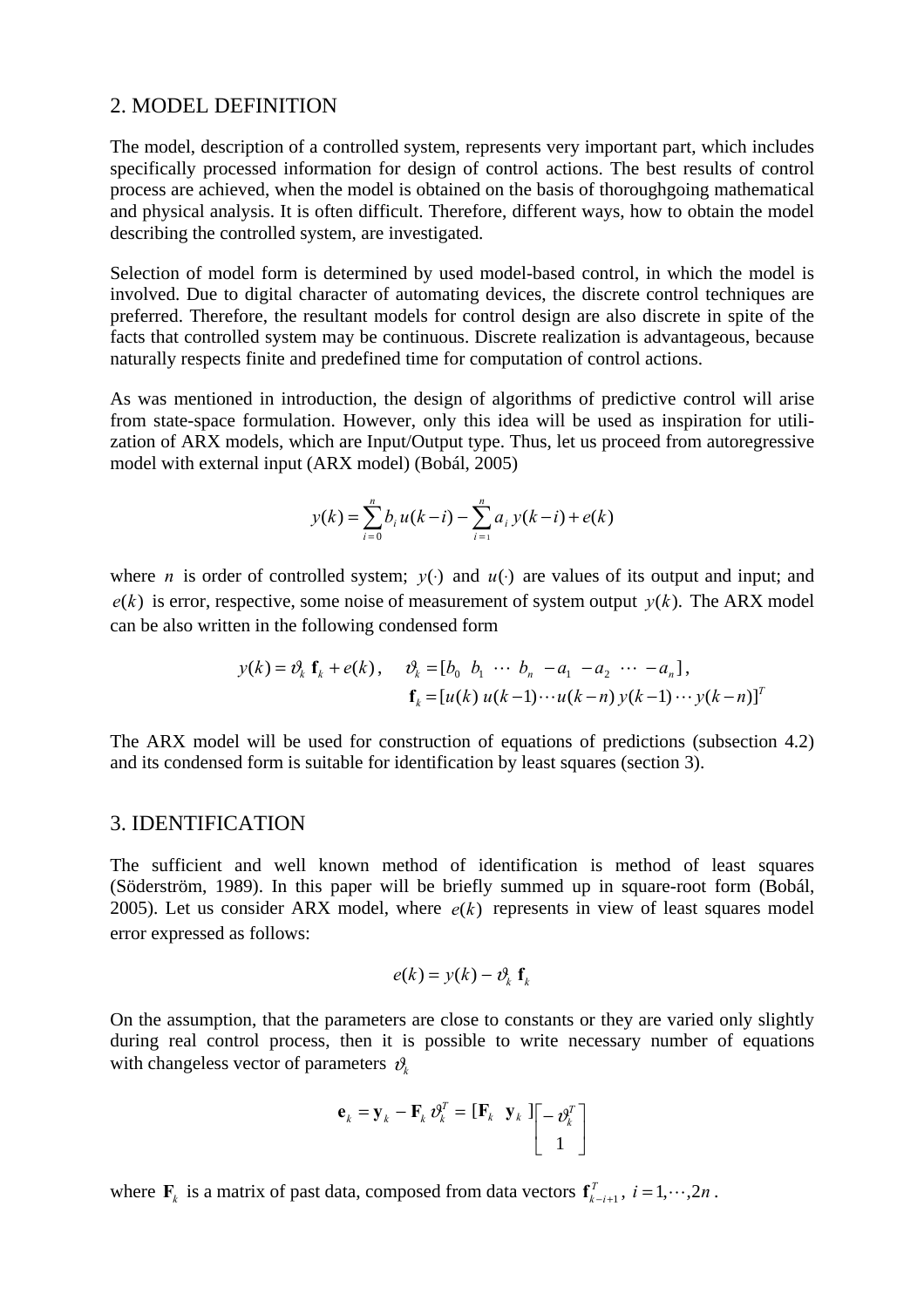## 2. MODEL DEFINITION

The model, description of a controlled system, represents very important part, which includes specifically processed information for design of control actions. The best results of control process are achieved, when the model is obtained on the basis of thoroughgoing mathematical and physical analysis. It is often difficult. Therefore, different ways, how to obtain the model describing the controlled system, are investigated.

Selection of model form is determined by used model-based control, in which the model is involved. Due to digital character of automating devices, the discrete control techniques are preferred. Therefore, the resultant models for control design are also discrete in spite of the facts that controlled system may be continuous. Discrete realization is advantageous, because naturally respects finite and predefined time for computation of control actions.

As was mentioned in introduction, the design of algorithms of predictive control will arise from state-space formulation. However, only this idea will be used as inspiration for utilization of ARX models, which are Input/Output type. Thus, let us proceed from autoregressive model with external input (ARX model) (Bobál, 2005)

$$y(k) = \sum_{i=0}^{n} b_i \, u(k-i) - \sum_{i=1}^{n} a_i \, y(k-i) + e(k)$$

where $n$ is order of controlled system; $y(\cdot)$ and $u(\cdot)$ are values of its output and input; and $e(k)$ is error, respective, some noise of measurement of system output $y(k)$. The ARX model can be also written in the following condensed form

$$y(k) = \vartheta_k \, \mathbf{f}_k + e(k) \,, \quad \vartheta_k = [b_0 \;\; b_1 \;\; \cdots \;\; b_n \;\; -a_1 \;\; -a_2 \;\; \cdots \;\; -a_n] \,,$$
$$\mathbf{f}_k = [u(k) \; u(k-1) \cdots u(k-n) \; y(k-1) \cdots y(k-n)]^T$$

The ARX model will be used for construction of equations of predictions (subsection 4.2) and its condensed form is suitable for identification by least squares (section 3).

## 3. IDENTIFICATION

The sufficient and well known method of identification is method of least squares (Söderström, 1989). In this paper will be briefly summed up in square-root form (Bobál, 2005). Let us consider ARX model, where $e(k)$ represents in view of least squares model error expressed as follows:

$$e(k) = y(k) - \vartheta_k \, \mathbf{f}_k$$

On the assumption, that the parameters are close to constants or they are varied only slightly during real control process, then it is possible to write necessary number of equations with changeless vector of parameters $\vartheta_k$

$$\mathbf{e}_k = \mathbf{y}_k - \mathbf{F}_k \, \vartheta_k^T = [\mathbf{F}_k \;\; \mathbf{y}_k \,] \begin{bmatrix} -\vartheta_k^T \\ 1 \end{bmatrix}$$

where $\mathbf{F}_k$ is a matrix of past data, composed from data vectors $\mathbf{f}_{k-i+1}^T$, $i = 1, \cdots, 2n$.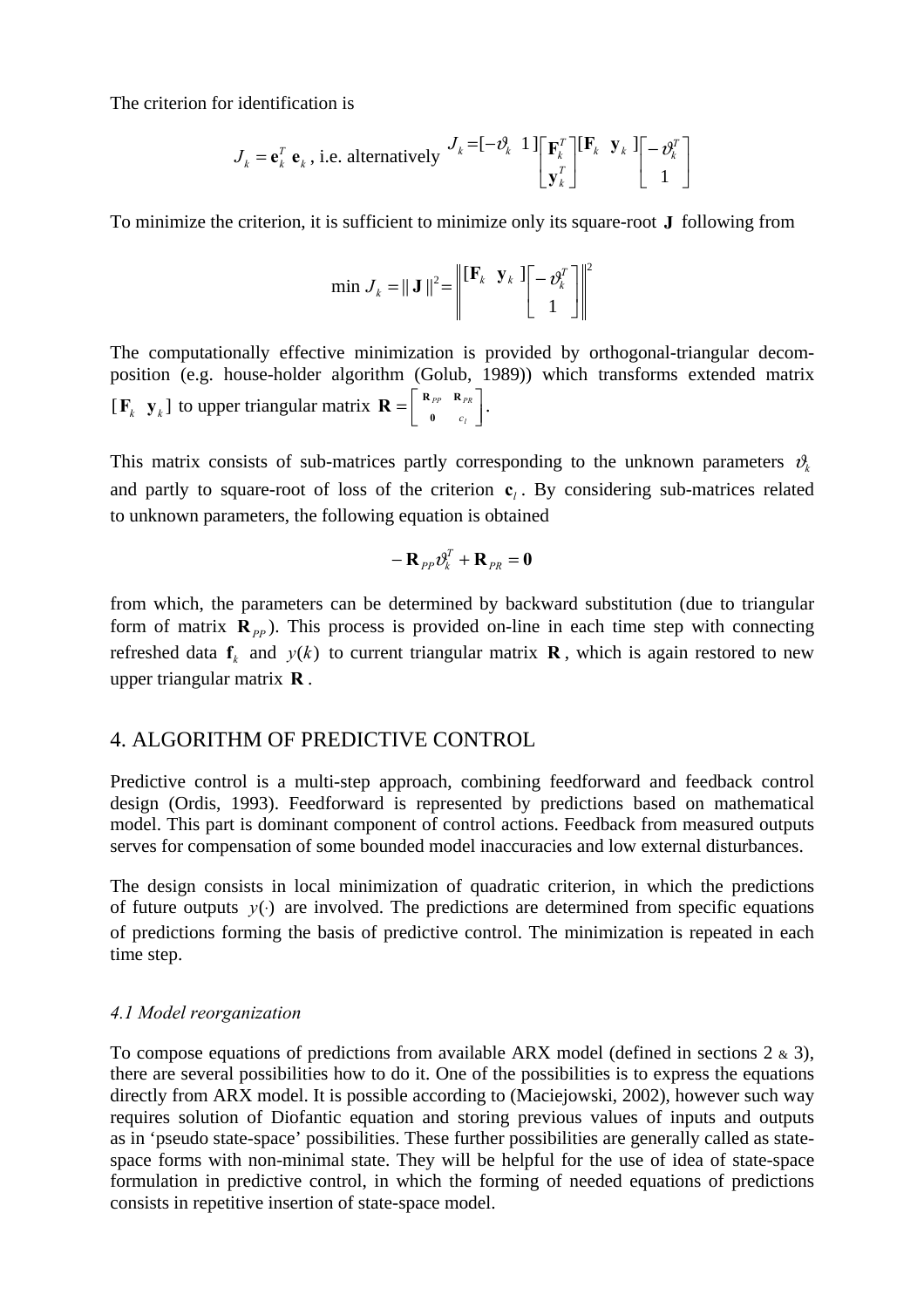The criterion for identification is

$$J_k = \mathbf{e}_k^T \, \mathbf{e}_k \text{, i.e. alternatively } J_k = [-\vartheta_k \;\; 1] \begin{bmatrix} \mathbf{F}_k^T \\ \mathbf{y}_k^T \end{bmatrix} [\mathbf{F}_k \;\; \mathbf{y}_k] \begin{bmatrix} -\vartheta_k^T \\ 1 \end{bmatrix}$$

To minimize the criterion, it is sufficient to minimize only its square-root $\mathbf{J}$ following from

$$\min J_k = \| \mathbf{J} \|^2 = \left\| [\mathbf{F}_k \;\; \mathbf{y}_k] \begin{bmatrix} -\vartheta_k^T \\ 1 \end{bmatrix} \right\|^2$$

The computationally effective minimization is provided by orthogonal-triangular decomposition (e.g. house-holder algorithm (Golub, 1989)) which transforms extended matrix $[\mathbf{F}_k \;\; \mathbf{y}_k]$ to upper triangular matrix $\mathbf{R} = \begin{bmatrix} \mathbf{R}_{PP} & \mathbf{R}_{PR} \\ \mathbf{0} & c_l \end{bmatrix}$.

This matrix consists of sub-matrices partly corresponding to the unknown parameters $\vartheta_k$ and partly to square-root of loss of the criterion $\mathbf{c}_l$. By considering sub-matrices related to unknown parameters, the following equation is obtained

$$-\mathbf{R}_{PP}\vartheta_k^T + \mathbf{R}_{PR} = \mathbf{0}$$

from which, the parameters can be determined by backward substitution (due to triangular form of matrix $\mathbf{R}_{PP}$). This process is provided on-line in each time step with connecting refreshed data $\mathbf{f}_k$ and $y(k)$ to current triangular matrix $\mathbf{R}$, which is again restored to new upper triangular matrix $\mathbf{R}$.

## 4. ALGORITHM OF PREDICTIVE CONTROL

Predictive control is a multi-step approach, combining feedforward and feedback control design (Ordis, 1993). Feedforward is represented by predictions based on mathematical model. This part is dominant component of control actions. Feedback from measured outputs serves for compensation of some bounded model inaccuracies and low external disturbances.

The design consists in local minimization of quadratic criterion, in which the predictions of future outputs $y(\cdot)$ are involved. The predictions are determined from specific equations of predictions forming the basis of predictive control. The minimization is repeated in each time step.

### *4.1 Model reorganization*

To compose equations of predictions from available ARX model (defined in sections 2 & 3), there are several possibilities how to do it. One of the possibilities is to express the equations directly from ARX model. It is possible according to (Maciejowski, 2002), however such way requires solution of Diofantic equation and storing previous values of inputs and outputs as in 'pseudo state-space' possibilities. These further possibilities are generally called as state-space forms with non-minimal state. They will be helpful for the use of idea of state-space formulation in predictive control, in which the forming of needed equations of predictions consists in repetitive insertion of state-space model.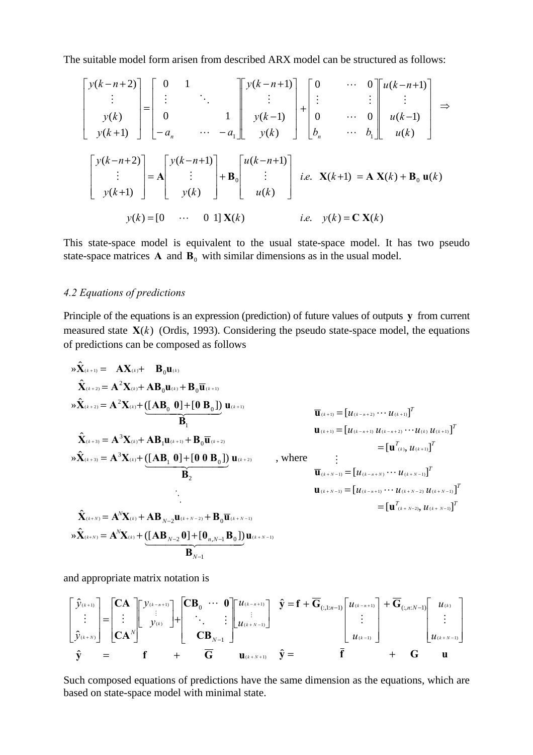The suitable model form arisen from described ARX model can be structured as follows:

$$
\begin{bmatrix} y(k-n+2) \\ \vdots \\ y(k) \\ y(k+1) \end{bmatrix} = \begin{bmatrix} 0 & 1 & & \\ \vdots & & \ddots & \\ 0 & & & 1 \\ -a_n & & \cdots & -a_1 \end{bmatrix} \begin{bmatrix} y(k-n+1) \\ \vdots \\ y(k-1) \\ y(k) \end{bmatrix} + \begin{bmatrix} 0 & \cdots & 0 \\ \vdots & & \vdots \\ 0 & \cdots & 0 \\ b_n & \cdots & b_1 \end{bmatrix} \begin{bmatrix} u(k-n+1) \\ \vdots \\ u(k-1) \\ u(k) \end{bmatrix} \Rightarrow
$$

$$
\begin{bmatrix} y(k-n+2) \\ \vdots \\ y(k+1) \end{bmatrix} = \mathbf{A} \begin{bmatrix} y(k-n+1) \\ \vdots \\ y(k) \end{bmatrix} + \mathbf{B}_0 \begin{bmatrix} u(k-n+1) \\ \vdots \\ u(k) \end{bmatrix} \quad i.e. \quad \mathbf{X}(k+1) = \mathbf{A}\,\mathbf{X}(k) + \mathbf{B}_0\,\mathbf{u}(k)
$$

$$
y(k) = [0 \quad \cdots \quad 0 \;\; 1]\,\mathbf{X}(k) \qquad i.e. \quad y(k) = \mathbf{C}\,\mathbf{X}(k)
$$

This state-space model is equivalent to the usual state-space model. It has two pseudo state-space matrices $\mathbf{A}$ and $\mathbf{B}_0$ with similar dimensions as in the usual model.

### *4.2 Equations of predictions*

Principle of the equations is an expression (prediction) of future values of outputs $\mathbf{y}$ from current measured state $\mathbf{X}(k)$ (Ordis, 1993). Considering the pseudo state-space model, the equations of predictions can be composed as follows

$$
\begin{aligned}
»\hat{\mathbf{X}}_{(k+1)} &= \mathbf{A}\mathbf{X}_{(k)} + \mathbf{B}_0\mathbf{u}_{(k)} \\
\hat{\mathbf{X}}_{(k+2)} &= \mathbf{A}^2\mathbf{X}_{(k)} + \mathbf{A}\mathbf{B}_0\mathbf{u}_{(k)} + \mathbf{B}_0\overline{\mathbf{u}}_{(k+1)} \\
»\hat{\mathbf{X}}_{(k+2)} &= \mathbf{A}^2\mathbf{X}_{(k)} + \underbrace{([\mathbf{A}\mathbf{B}_0 \;\; \mathbf{0}] + [\mathbf{0} \;\; \mathbf{B}_0])}_{\mathbf{B}_1}\,\mathbf{u}_{(k+1)} \\
\hat{\mathbf{X}}_{(k+3)} &= \mathbf{A}^3\mathbf{X}_{(k)} + \mathbf{A}\mathbf{B}_1\mathbf{u}_{(k+1)} + \mathbf{B}_0\overline{\mathbf{u}}_{(k+2)} \\
»\hat{\mathbf{X}}_{(k+3)} &= \mathbf{A}^3\mathbf{X}_{(k)} + \underbrace{([\mathbf{A}\mathbf{B}_1 \;\; \mathbf{0}] + [\mathbf{0} \;\; \mathbf{0} \;\; \mathbf{B}_0])}_{\mathbf{B}_2}\,\mathbf{u}_{(k+2)} \\
&\ddots \\
\hat{\mathbf{X}}_{(k+N)} &= \mathbf{A}^N\mathbf{X}_{(k)} + \mathbf{A}\mathbf{B}_{N-2}\mathbf{u}_{(k+N-2)} + \mathbf{B}_0\overline{\mathbf{u}}_{(k+N-1)} \\
»\hat{\mathbf{X}}_{(k+N)} &= \mathbf{A}^N\mathbf{X}_{(k)} + \underbrace{([\mathbf{A}\mathbf{B}_{N-2} \;\; \mathbf{0}] + [\mathbf{0}_{n,N-1} \;\; \mathbf{B}_0])}_{\mathbf{B}_{N-1}}\,\mathbf{u}_{(k+N-1)}
\end{aligned}
$$

, where

$$
\begin{aligned}
\overline{\mathbf{u}}_{(k+1)} &= [u_{(k-n+2)} \cdots u_{(k+1)}]^T \\
\mathbf{u}_{(k+1)} &= [u_{(k-n+1)}\; u_{(k-n+2)} \cdots u_{(k)}\; u_{(k+1)}]^T \\
&= [\mathbf{u}^T_{(k)},\; u_{(k+1)}]^T \\
&\;\;\vdots \\
\overline{\mathbf{u}}_{(k+N-1)} &= [u_{(k-n+N)} \cdots u_{(k+N-1)}]^T \\
\mathbf{u}_{(k+N-1)} &= [u_{(k-n+1)} \cdots u_{(k+N-2)}\; u_{(k+N-1)}]^T \\
&= [\mathbf{u}^T_{(k+N-2)},\; u_{(k+N-1)}]^T
\end{aligned}
$$

and appropriate matrix notation is

$$
\begin{bmatrix} \hat{y}_{(k+1)} \\ \vdots \\ \hat{y}_{(k+N)} \end{bmatrix} = \begin{bmatrix} \mathbf{C}\mathbf{A} \\ \vdots \\ \mathbf{C}\mathbf{A}^N \end{bmatrix} \begin{bmatrix} y_{(k-n+1)} \\ \vdots \\ y_{(k)} \end{bmatrix} + \begin{bmatrix} \mathbf{C}\mathbf{B}_0 & \cdots & \mathbf{0} \\ & \ddots & \vdots \\ & & \mathbf{C}\mathbf{B}_{N-1} \end{bmatrix} \begin{bmatrix} u_{(k-n+1)} \\ \vdots \\ u_{(k+N-1)} \end{bmatrix} \qquad \hat{\mathbf{y}} = \mathbf{f} + \overline{\mathbf{G}}_{(:,1:n-1)} \begin{bmatrix} u_{(k-n+1)} \\ \vdots \\ u_{(k-1)} \end{bmatrix} + \overline{\mathbf{G}}_{(:,n:N-1)} \begin{bmatrix} u_{(k)} \\ \vdots \\ u_{(k+N-1)} \end{bmatrix}
$$

$$
\hat{\mathbf{y}} \;=\; \mathbf{f} \;+\; \overline{\mathbf{G}}\;\mathbf{u}_{(k+N+1)} \qquad \hat{\mathbf{y}} = \overline{\mathbf{f}} \;+\; \mathbf{G}\;\mathbf{u}
$$

Such composed equations of predictions have the same dimension as the equations, which are based on state-space model with minimal state.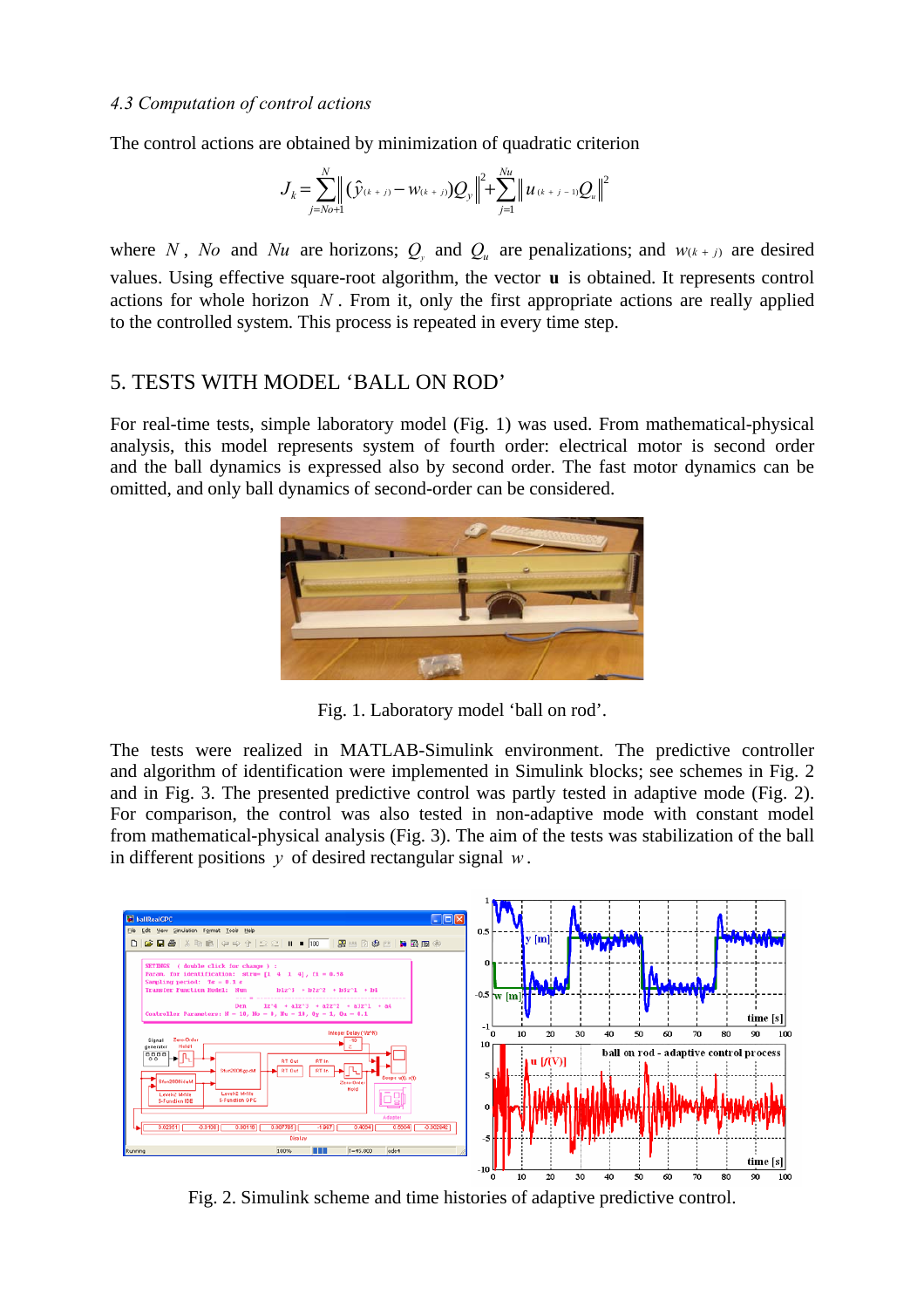*4.3 Computation of control actions*

The control actions are obtained by minimization of quadratic criterion

$$J_k = \sum_{j=No+1}^{N} \left\| (\hat{y}_{(k+j)} - w_{(k+j)}) Q_y \right\|^2 + \sum_{j=1}^{Nu} \left\| u_{(k+j-1)} Q_u \right\|^2$$

where $N$, $No$ and $Nu$ are horizons; $Q_y$ and $Q_u$ are penalizations; and $w_{(k+j)}$ are desired values. Using effective square-root algorithm, the vector $\mathbf{u}$ is obtained. It represents control actions for whole horizon $N$. From it, only the first appropriate actions are really applied to the controlled system. This process is repeated in every time step.

## 5. TESTS WITH MODEL 'BALL ON ROD'

For real-time tests, simple laboratory model (Fig. 1) was used. From mathematical-physical analysis, this model represents system of fourth order: electrical motor is second order and the ball dynamics is expressed also by second order. The fast motor dynamics can be omitted, and only ball dynamics of second-order can be considered.

Fig. 1. Laboratory model 'ball on rod'.

The tests were realized in MATLAB-Simulink environment. The predictive controller and algorithm of identification were implemented in Simulink blocks; see schemes in Fig. 2 and in Fig. 3. The presented predictive control was partly tested in adaptive mode (Fig. 2). For comparison, the control was also tested in non-adaptive mode with constant model from mathematical-physical analysis (Fig. 3). The aim of the tests was stabilization of the ball in different positions $y$ of desired rectangular signal $w$.

Fig. 2. Simulink scheme and time histories of adaptive predictive control.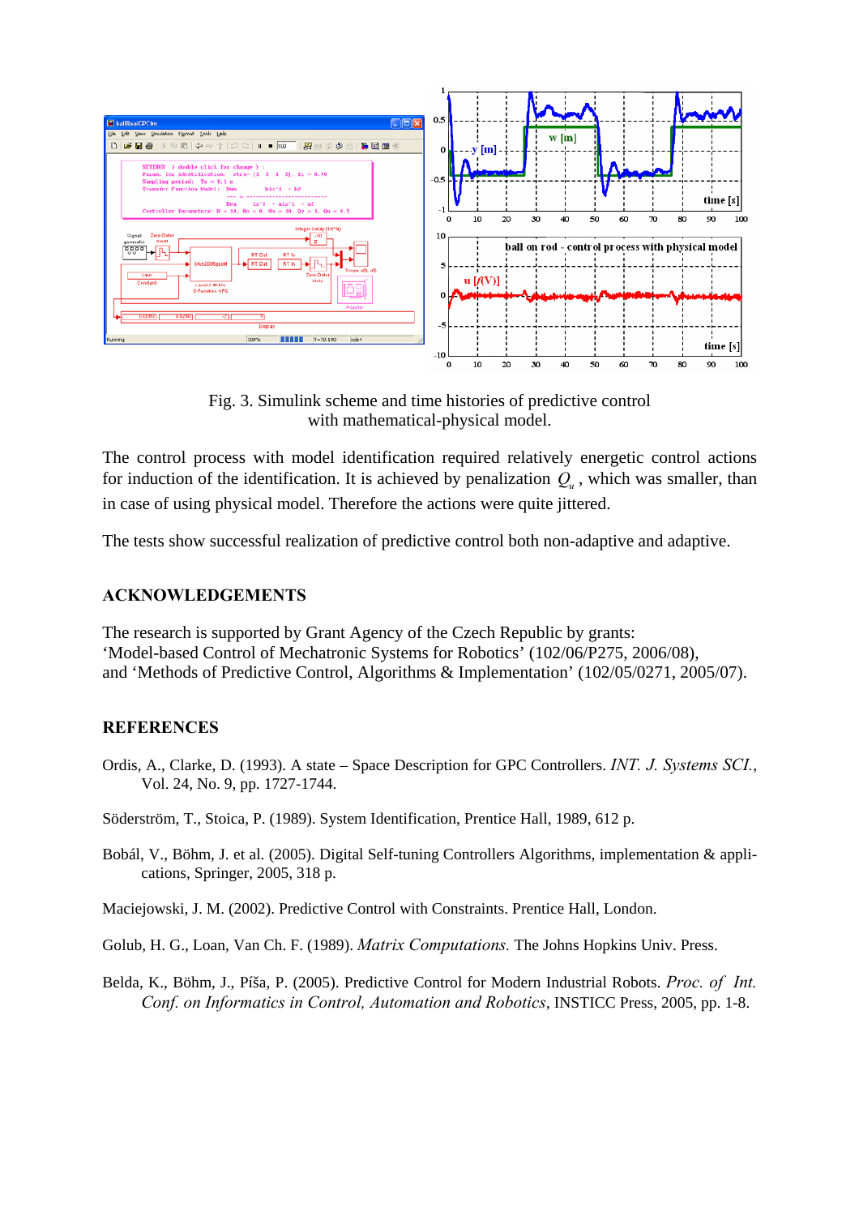1
0.5
0
-0.5
-1
y [m]
w [m]
time [s]
0 10 20 30 40 50 60 70 80 90 100

10
5
0
-5
-10
ball on rod - control process with physical model
u [f(V)]
time [s]
0 10 20 30 40 50 60 70 80 90 100

Fig. 3. Simulink scheme and time histories of predictive control with mathematical-physical model.

The control process with model identification required relatively energetic control actions for induction of the identification. It is achieved by penalization $Q_u$ , which was smaller, than in case of using physical model. Therefore the actions were quite jittered.

The tests show successful realization of predictive control both non-adaptive and adaptive.

## ACKNOWLEDGEMENTS

The research is supported by Grant Agency of the Czech Republic by grants:
'Model-based Control of Mechatronic Systems for Robotics' (102/06/P275, 2006/08),
and 'Methods of Predictive Control, Algorithms & Implementation' (102/05/0271, 2005/07).

## REFERENCES

Ordis, A., Clarke, D. (1993). A state – Space Description for GPC Controllers. *INT. J. Systems SCI.*, Vol. 24, No. 9, pp. 1727-1744.

Söderström, T., Stoica, P. (1989). System Identification, Prentice Hall, 1989, 612 p.

Bobál, V., Böhm, J. et al. (2005). Digital Self-tuning Controllers Algorithms, implementation & applications, Springer, 2005, 318 p.

Maciejowski, J. M. (2002). Predictive Control with Constraints. Prentice Hall, London.

Golub, H. G., Loan, Van Ch. F. (1989). *Matrix Computations.* The Johns Hopkins Univ. Press.

Belda, K., Böhm, J., Píša, P. (2005). Predictive Control for Modern Industrial Robots. *Proc. of Int. Conf. on Informatics in Control, Automation and Robotics*, INSTICC Press, 2005, pp. 1-8.